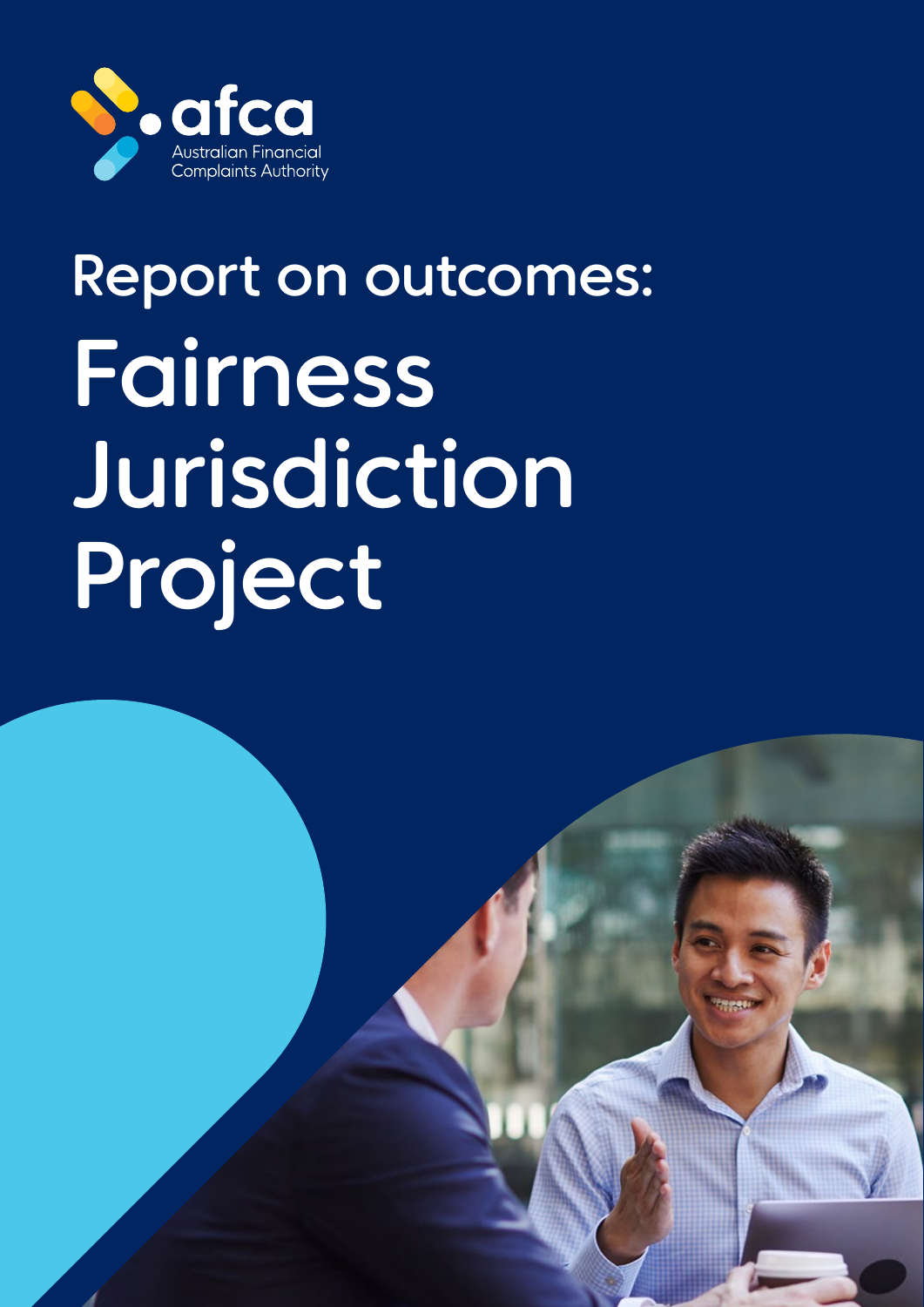afca

Australian Financial Complaints Authority

# Report on outcomes: Fairness Jurisdiction Project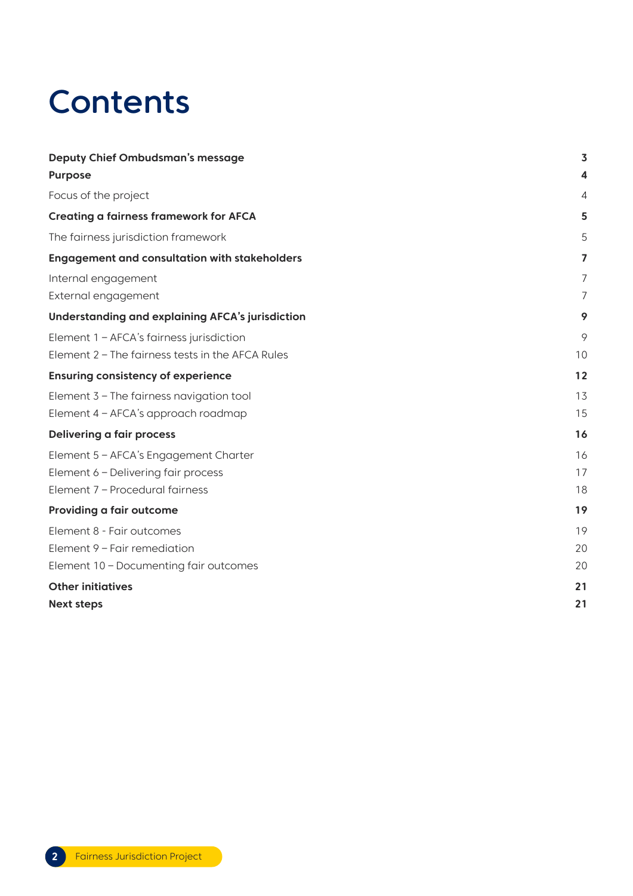# Contents

| | |
|---|---|
| **Deputy Chief Ombudsman's message** | **3** |
| **Purpose** | **4** |
| Focus of the project | 4 |
| **Creating a fairness framework for AFCA** | **5** |
| The fairness jurisdiction framework | 5 |
| **Engagement and consultation with stakeholders** | **7** |
| Internal engagement | 7 |
| External engagement | 7 |
| **Understanding and explaining AFCA's jurisdiction** | **9** |
| Element 1 – AFCA's fairness jurisdiction | 9 |
| Element 2 – The fairness tests in the AFCA Rules | 10 |
| **Ensuring consistency of experience** | **12** |
| Element 3 – The fairness navigation tool | 13 |
| Element 4 – AFCA's approach roadmap | 15 |
| **Delivering a fair process** | **16** |
| Element 5 – AFCA's Engagement Charter | 16 |
| Element 6 – Delivering fair process | 17 |
| Element 7 – Procedural fairness | 18 |
| **Providing a fair outcome** | **19** |
| Element 8 - Fair outcomes | 19 |
| Element 9 – Fair remediation | 20 |
| Element 10 – Documenting fair outcomes | 20 |
| **Other initiatives** | **21** |
| **Next steps** | **21** |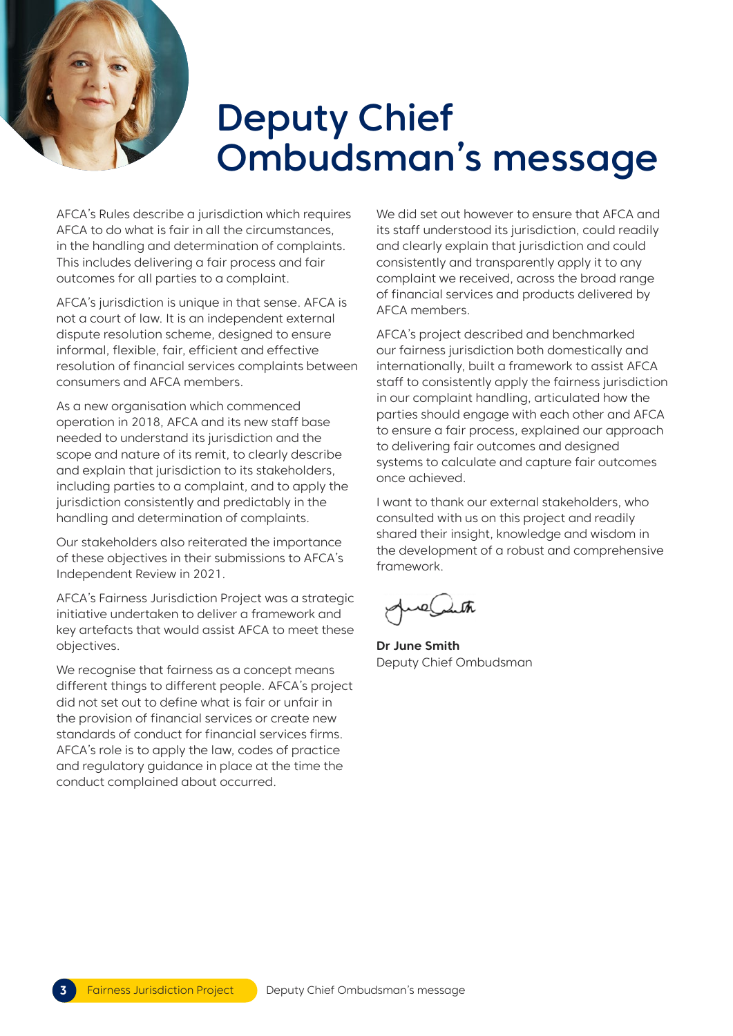# Deputy Chief Ombudsman's message

AFCA's Rules describe a jurisdiction which requires AFCA to do what is fair in all the circumstances, in the handling and determination of complaints. This includes delivering a fair process and fair outcomes for all parties to a complaint.

AFCA's jurisdiction is unique in that sense. AFCA is not a court of law. It is an independent external dispute resolution scheme, designed to ensure informal, flexible, fair, efficient and effective resolution of financial services complaints between consumers and AFCA members.

As a new organisation which commenced operation in 2018, AFCA and its new staff base needed to understand its jurisdiction and the scope and nature of its remit, to clearly describe and explain that jurisdiction to its stakeholders, including parties to a complaint, and to apply the jurisdiction consistently and predictably in the handling and determination of complaints.

Our stakeholders also reiterated the importance of these objectives in their submissions to AFCA's Independent Review in 2021.

AFCA's Fairness Jurisdiction Project was a strategic initiative undertaken to deliver a framework and key artefacts that would assist AFCA to meet these objectives.

We recognise that fairness as a concept means different things to different people. AFCA's project did not set out to define what is fair or unfair in the provision of financial services or create new standards of conduct for financial services firms. AFCA's role is to apply the law, codes of practice and regulatory guidance in place at the time the conduct complained about occurred.

We did set out however to ensure that AFCA and its staff understood its jurisdiction, could readily and clearly explain that jurisdiction and could consistently and transparently apply it to any complaint we received, across the broad range of financial services and products delivered by AFCA members.

AFCA's project described and benchmarked our fairness jurisdiction both domestically and internationally, built a framework to assist AFCA staff to consistently apply the fairness jurisdiction in our complaint handling, articulated how the parties should engage with each other and AFCA to ensure a fair process, explained our approach to delivering fair outcomes and designed systems to calculate and capture fair outcomes once achieved.

I want to thank our external stakeholders, who consulted with us on this project and readily shared their insight, knowledge and wisdom in the development of a robust and comprehensive framework.

**Dr June Smith**
Deputy Chief Ombudsman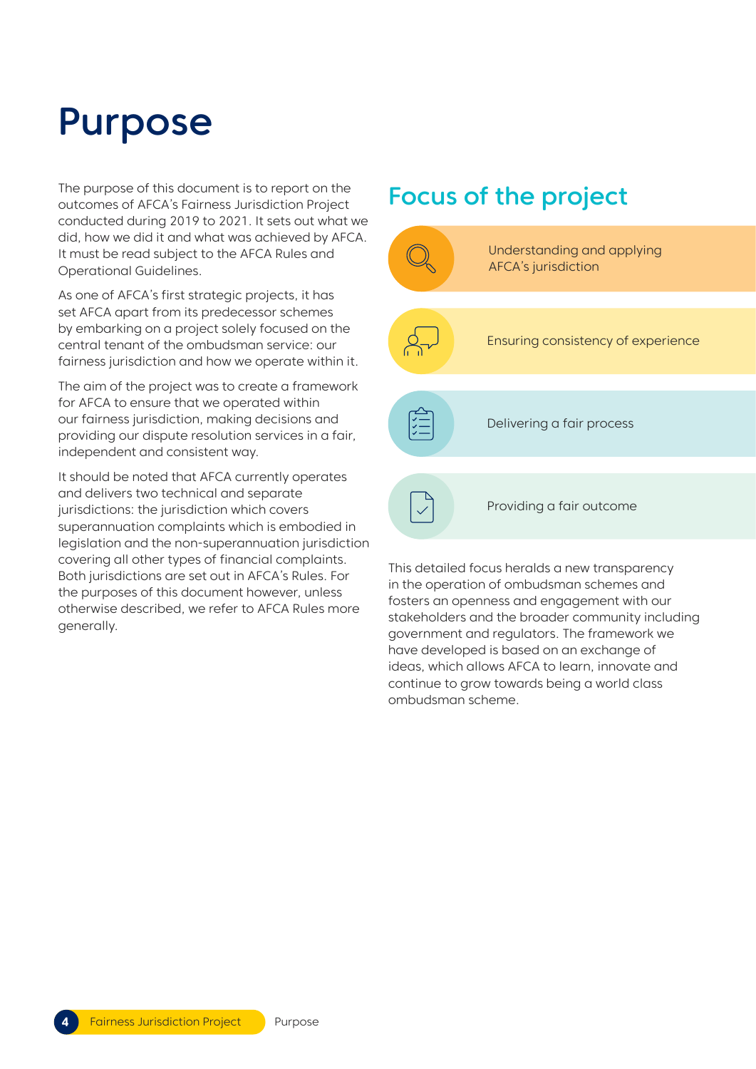# Purpose

The purpose of this document is to report on the outcomes of AFCA's Fairness Jurisdiction Project conducted during 2019 to 2021. It sets out what we did, how we did it and what was achieved by AFCA. It must be read subject to the AFCA Rules and Operational Guidelines.

As one of AFCA's first strategic projects, it has set AFCA apart from its predecessor schemes by embarking on a project solely focused on the central tenant of the ombudsman service: our fairness jurisdiction and how we operate within it.

The aim of the project was to create a framework for AFCA to ensure that we operated within our fairness jurisdiction, making decisions and providing our dispute resolution services in a fair, independent and consistent way.

It should be noted that AFCA currently operates and delivers two technical and separate jurisdictions: the jurisdiction which covers superannuation complaints which is embodied in legislation and the non-superannuation jurisdiction covering all other types of financial complaints. Both jurisdictions are set out in AFCA's Rules. For the purposes of this document however, unless otherwise described, we refer to AFCA Rules more generally.

## Focus of the project

- Understanding and applying AFCA's jurisdiction
- Ensuring consistency of experience
- Delivering a fair process
- Providing a fair outcome

This detailed focus heralds a new transparency in the operation of ombudsman schemes and fosters an openness and engagement with our stakeholders and the broader community including government and regulators. The framework we have developed is based on an exchange of ideas, which allows AFCA to learn, innovate and continue to grow towards being a world class ombudsman scheme.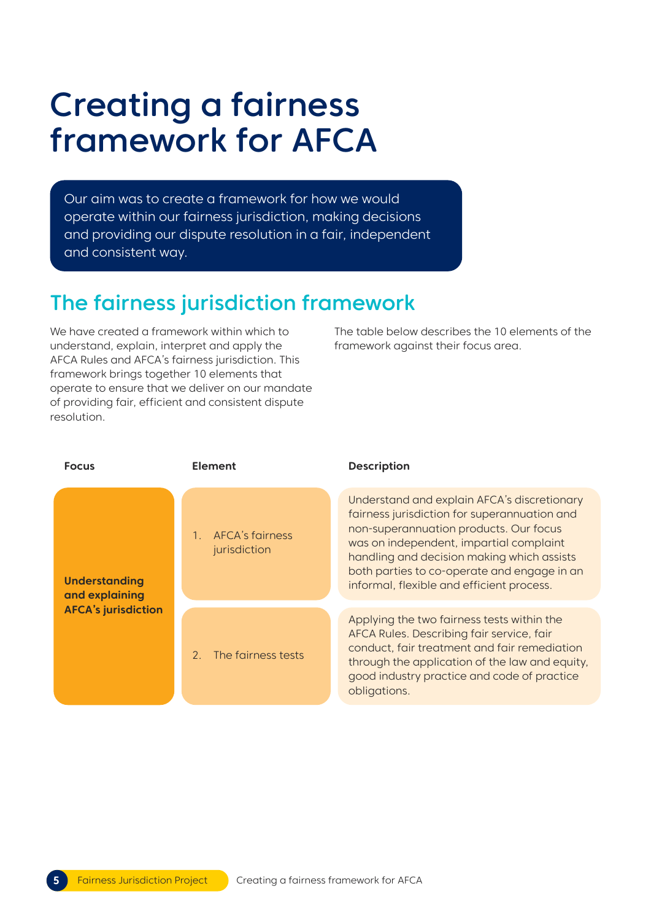# Creating a fairness framework for AFCA

Our aim was to create a framework for how we would operate within our fairness jurisdiction, making decisions and providing our dispute resolution in a fair, independent and consistent way.

## The fairness jurisdiction framework

We have created a framework within which to understand, explain, interpret and apply the AFCA Rules and AFCA's fairness jurisdiction. This framework brings together 10 elements that operate to ensure that we deliver on our mandate of providing fair, efficient and consistent dispute resolution.

The table below describes the 10 elements of the framework against their focus area.

| Focus | Element | Description |
|---|---|---|
| **Understanding and explaining AFCA's jurisdiction** | 1. AFCA's fairness jurisdiction | Understand and explain AFCA's discretionary fairness jurisdiction for superannuation and non-superannuation products. Our focus was on independent, impartial complaint handling and decision making which assists both parties to co-operate and engage in an informal, flexible and efficient process. |
| | 2. The fairness tests | Applying the two fairness tests within the AFCA Rules. Describing fair service, fair conduct, fair treatment and fair remediation through the application of the law and equity, good industry practice and code of practice obligations. |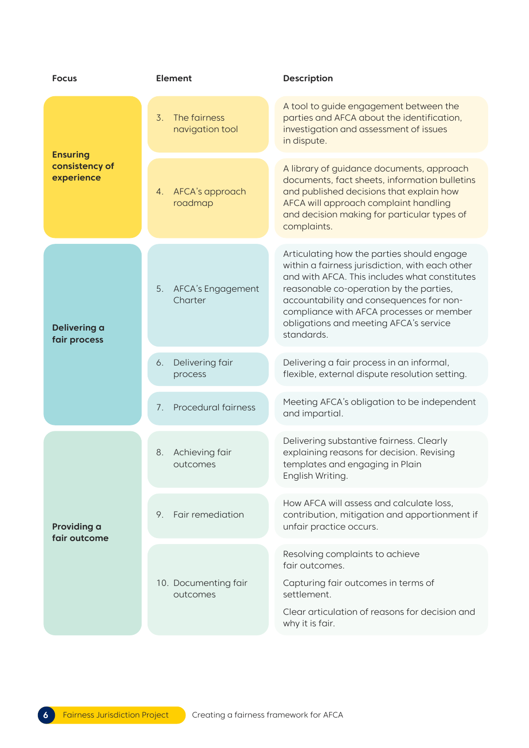| Focus | Element | Description |
|---|---|---|
| Ensuring consistency of experience | 3. The fairness navigation tool | A tool to guide engagement between the parties and AFCA about the identification, investigation and assessment of issues in dispute. |
| | 4. AFCA's approach roadmap | A library of guidance documents, approach documents, fact sheets, information bulletins and published decisions that explain how AFCA will approach complaint handling and decision making for particular types of complaints. |
| Delivering a fair process | 5. AFCA's Engagement Charter | Articulating how the parties should engage within a fairness jurisdiction, with each other and with AFCA. This includes what constitutes reasonable co-operation by the parties, accountability and consequences for non-compliance with AFCA processes or member obligations and meeting AFCA's service standards. |
| | 6. Delivering fair process | Delivering a fair process in an informal, flexible, external dispute resolution setting. |
| | 7. Procedural fairness | Meeting AFCA's obligation to be independent and impartial. |
| Providing a fair outcome | 8. Achieving fair outcomes | Delivering substantive fairness. Clearly explaining reasons for decision. Revising templates and engaging in Plain English Writing. |
| | 9. Fair remediation | How AFCA will assess and calculate loss, contribution, mitigation and apportionment if unfair practice occurs. |
| | 10. Documenting fair outcomes | Resolving complaints to achieve fair outcomes. Capturing fair outcomes in terms of settlement. Clear articulation of reasons for decision and why it is fair. |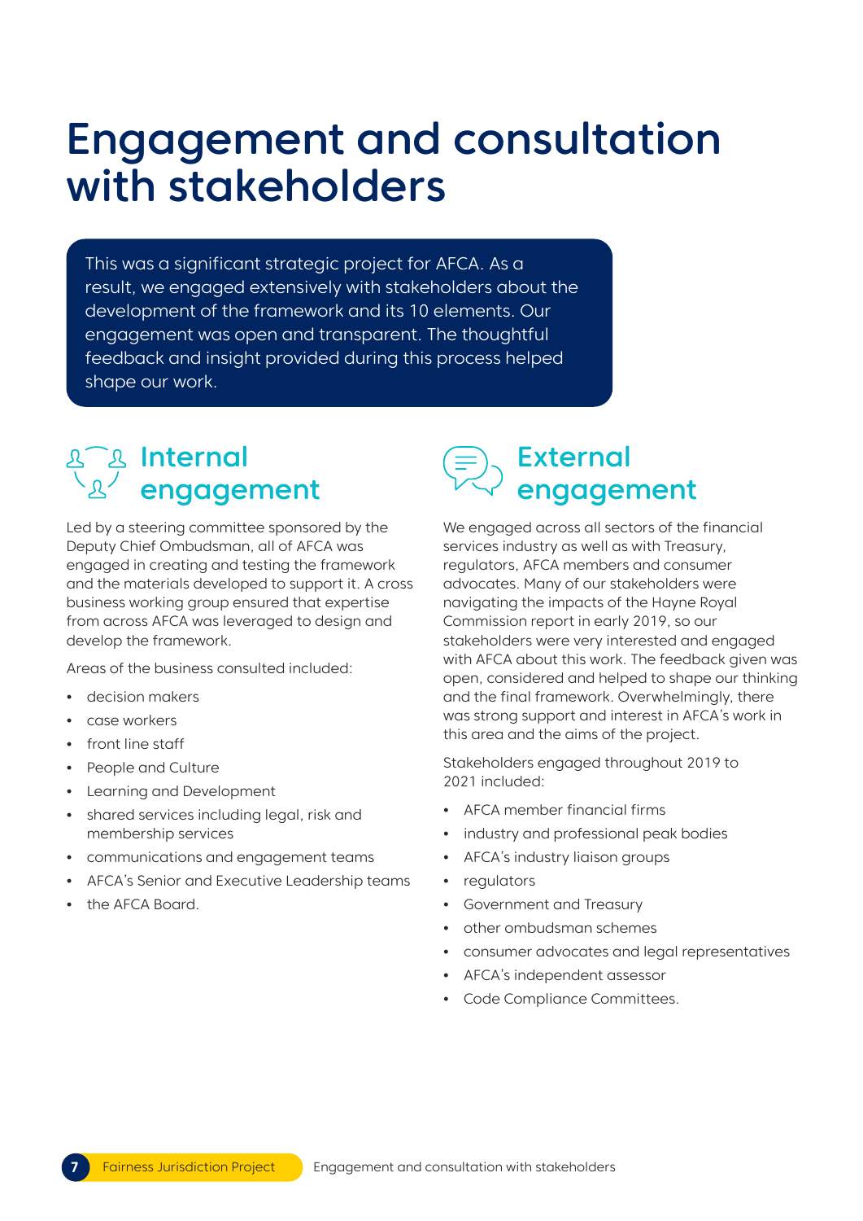# Engagement and consultation with stakeholders

This was a significant strategic project for AFCA. As a result, we engaged extensively with stakeholders about the development of the framework and its 10 elements. Our engagement was open and transparent. The thoughtful feedback and insight provided during this process helped shape our work.

## Internal engagement

Led by a steering committee sponsored by the Deputy Chief Ombudsman, all of AFCA was engaged in creating and testing the framework and the materials developed to support it. A cross business working group ensured that expertise from across AFCA was leveraged to design and develop the framework.

Areas of the business consulted included:

- decision makers
- case workers
- front line staff
- People and Culture
- Learning and Development
- shared services including legal, risk and membership services
- communications and engagement teams
- AFCA's Senior and Executive Leadership teams
- the AFCA Board.

## External engagement

We engaged across all sectors of the financial services industry as well as with Treasury, regulators, AFCA members and consumer advocates. Many of our stakeholders were navigating the impacts of the Hayne Royal Commission report in early 2019, so our stakeholders were very interested and engaged with AFCA about this work. The feedback given was open, considered and helped to shape our thinking and the final framework. Overwhelmingly, there was strong support and interest in AFCA's work in this area and the aims of the project.

Stakeholders engaged throughout 2019 to 2021 included:

- AFCA member financial firms
- industry and professional peak bodies
- AFCA's industry liaison groups
- regulators
- Government and Treasury
- other ombudsman schemes
- consumer advocates and legal representatives
- AFCA's independent assessor
- Code Compliance Committees.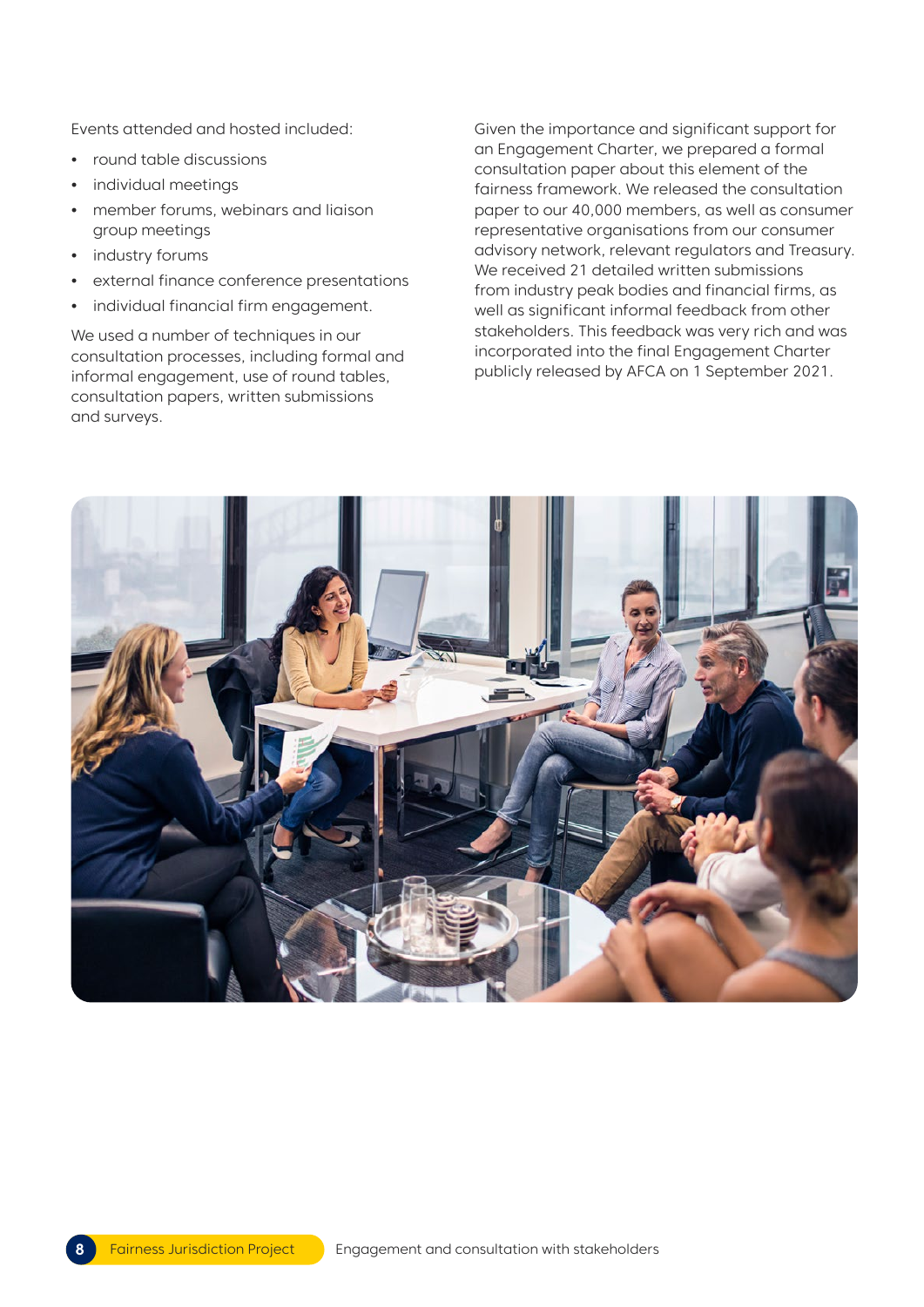Events attended and hosted included:

- round table discussions
- individual meetings
- member forums, webinars and liaison group meetings
- industry forums
- external finance conference presentations
- individual financial firm engagement.

We used a number of techniques in our consultation processes, including formal and informal engagement, use of round tables, consultation papers, written submissions and surveys.

Given the importance and significant support for an Engagement Charter, we prepared a formal consultation paper about this element of the fairness framework. We released the consultation paper to our 40,000 members, as well as consumer representative organisations from our consumer advisory network, relevant regulators and Treasury. We received 21 detailed written submissions from industry peak bodies and financial firms, as well as significant informal feedback from other stakeholders. This feedback was very rich and was incorporated into the final Engagement Charter publicly released by AFCA on 1 September 2021.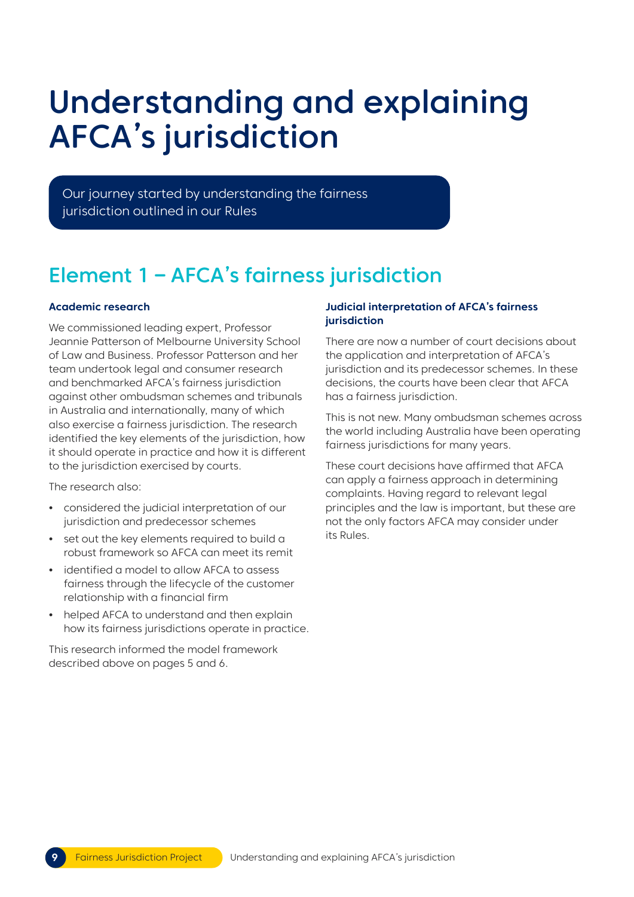# Understanding and explaining AFCA's jurisdiction

Our journey started by understanding the fairness jurisdiction outlined in our Rules

## Element 1 – AFCA's fairness jurisdiction

### Academic research

We commissioned leading expert, Professor Jeannie Patterson of Melbourne University School of Law and Business. Professor Patterson and her team undertook legal and consumer research and benchmarked AFCA's fairness jurisdiction against other ombudsman schemes and tribunals in Australia and internationally, many of which also exercise a fairness jurisdiction. The research identified the key elements of the jurisdiction, how it should operate in practice and how it is different to the jurisdiction exercised by courts.

The research also:

- considered the judicial interpretation of our jurisdiction and predecessor schemes
- set out the key elements required to build a robust framework so AFCA can meet its remit
- identified a model to allow AFCA to assess fairness through the lifecycle of the customer relationship with a financial firm
- helped AFCA to understand and then explain how its fairness jurisdictions operate in practice.

This research informed the model framework described above on pages 5 and 6.

### Judicial interpretation of AFCA's fairness jurisdiction

There are now a number of court decisions about the application and interpretation of AFCA's jurisdiction and its predecessor schemes. In these decisions, the courts have been clear that AFCA has a fairness jurisdiction.

This is not new. Many ombudsman schemes across the world including Australia have been operating fairness jurisdictions for many years.

These court decisions have affirmed that AFCA can apply a fairness approach in determining complaints. Having regard to relevant legal principles and the law is important, but these are not the only factors AFCA may consider under its Rules.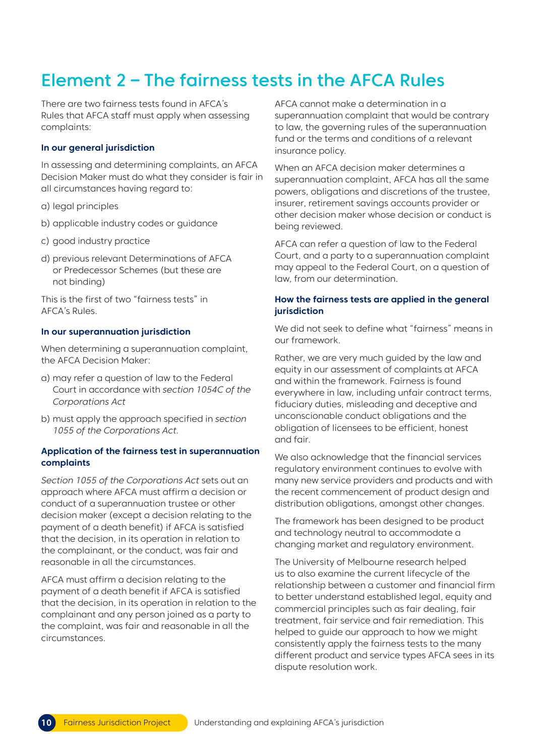# Element 2 – The fairness tests in the AFCA Rules

There are two fairness tests found in AFCA's Rules that AFCA staff must apply when assessing complaints:

### In our general jurisdiction

In assessing and determining complaints, an AFCA Decision Maker must do what they consider is fair in all circumstances having regard to:

a) legal principles

b) applicable industry codes or guidance

c) good industry practice

d) previous relevant Determinations of AFCA or Predecessor Schemes (but these are not binding)

This is the first of two "fairness tests" in AFCA's Rules.

### In our superannuation jurisdiction

When determining a superannuation complaint, the AFCA Decision Maker:

a) may refer a question of law to the Federal Court in accordance with *section 1054C of the Corporations Act*

b) must apply the approach specified in *section 1055 of the Corporations Act.*

### Application of the fairness test in superannuation complaints

*Section 1055 of the Corporations Act* sets out an approach where AFCA must affirm a decision or conduct of a superannuation trustee or other decision maker (except a decision relating to the payment of a death benefit) if AFCA is satisfied that the decision, in its operation in relation to the complainant, or the conduct, was fair and reasonable in all the circumstances.

AFCA must affirm a decision relating to the payment of a death benefit if AFCA is satisfied that the decision, in its operation in relation to the complainant and any person joined as a party to the complaint, was fair and reasonable in all the circumstances.

AFCA cannot make a determination in a superannuation complaint that would be contrary to law, the governing rules of the superannuation fund or the terms and conditions of a relevant insurance policy.

When an AFCA decision maker determines a superannuation complaint, AFCA has all the same powers, obligations and discretions of the trustee, insurer, retirement savings accounts provider or other decision maker whose decision or conduct is being reviewed.

AFCA can refer a question of law to the Federal Court, and a party to a superannuation complaint may appeal to the Federal Court, on a question of law, from our determination.

### How the fairness tests are applied in the general jurisdiction

We did not seek to define what "fairness" means in our framework.

Rather, we are very much guided by the law and equity in our assessment of complaints at AFCA and within the framework. Fairness is found everywhere in law, including unfair contract terms, fiduciary duties, misleading and deceptive and unconscionable conduct obligations and the obligation of licensees to be efficient, honest and fair.

We also acknowledge that the financial services regulatory environment continues to evolve with many new service providers and products and with the recent commencement of product design and distribution obligations, amongst other changes.

The framework has been designed to be product and technology neutral to accommodate a changing market and regulatory environment.

The University of Melbourne research helped us to also examine the current lifecycle of the relationship between a customer and financial firm to better understand established legal, equity and commercial principles such as fair dealing, fair treatment, fair service and fair remediation. This helped to guide our approach to how we might consistently apply the fairness tests to the many different product and service types AFCA sees in its dispute resolution work.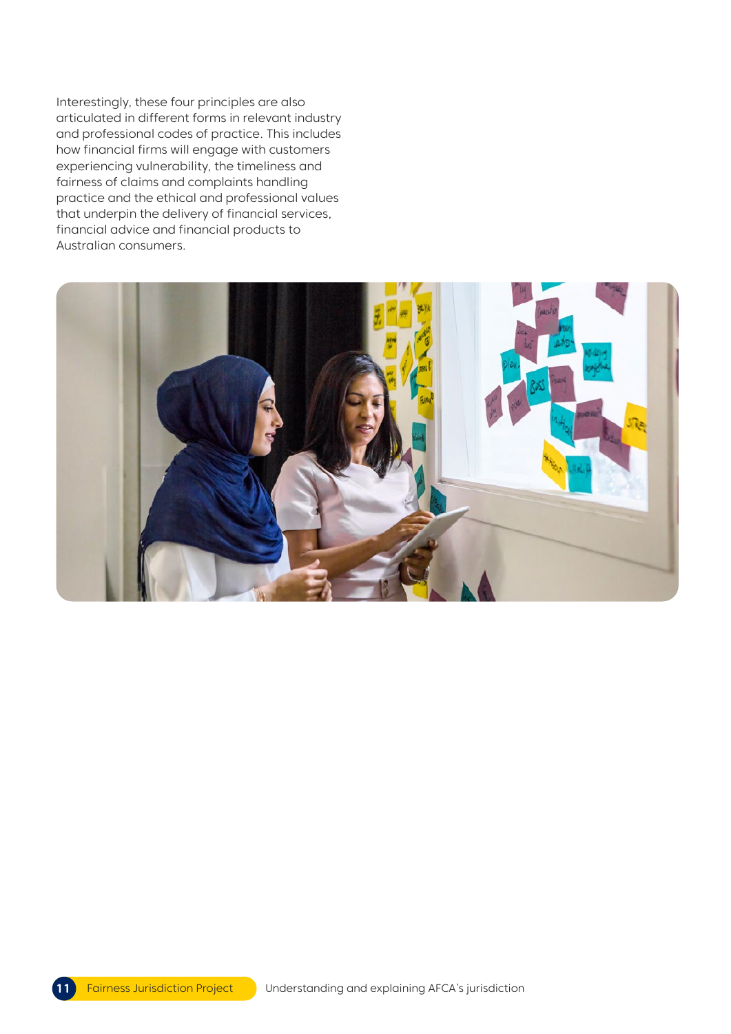Interestingly, these four principles are also articulated in different forms in relevant industry and professional codes of practice. This includes how financial firms will engage with customers experiencing vulnerability, the timeliness and fairness of claims and complaints handling practice and the ethical and professional values that underpin the delivery of financial services, financial advice and financial products to Australian consumers.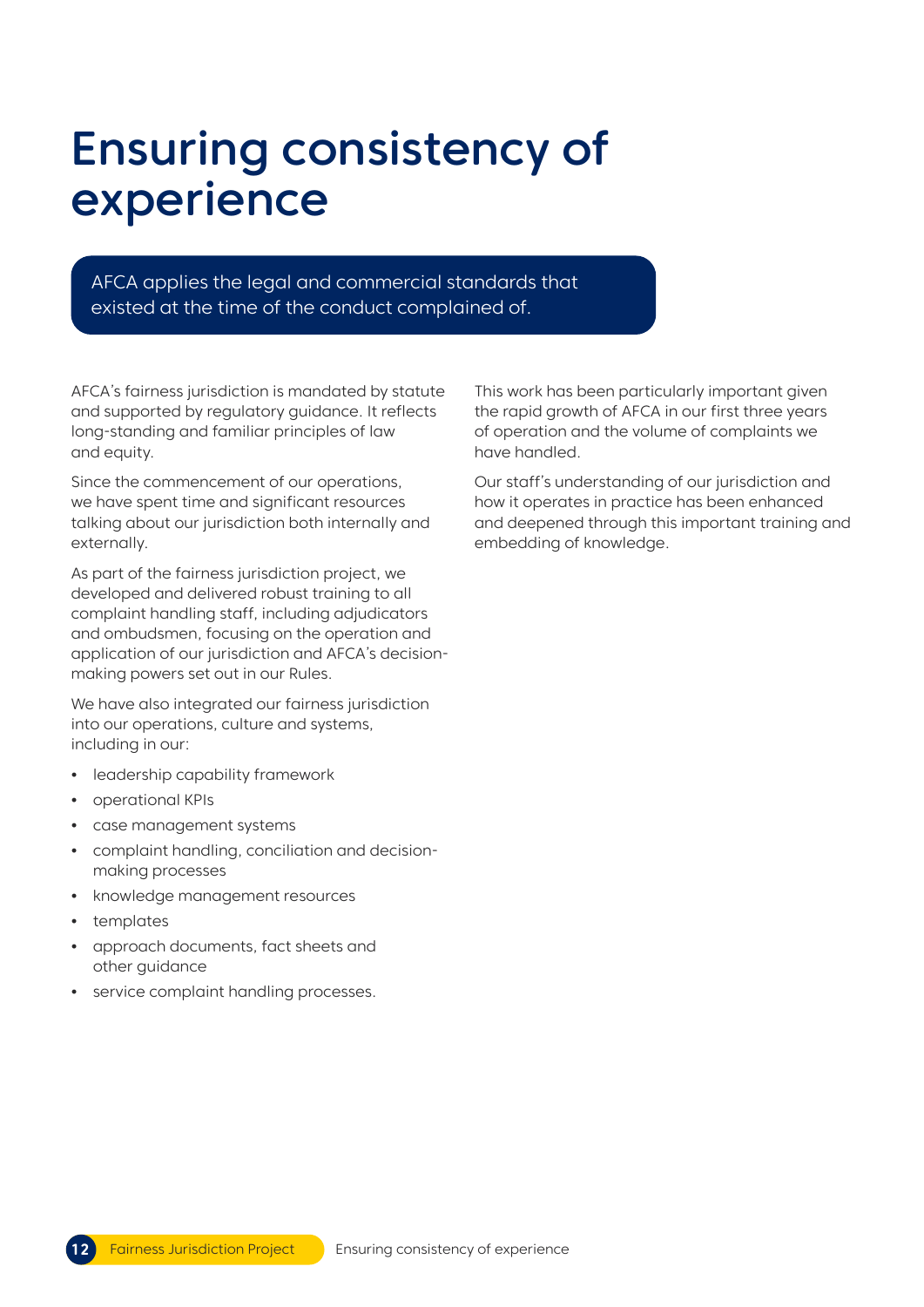# Ensuring consistency of experience

AFCA applies the legal and commercial standards that existed at the time of the conduct complained of.

AFCA's fairness jurisdiction is mandated by statute and supported by regulatory guidance. It reflects long-standing and familiar principles of law and equity.

Since the commencement of our operations, we have spent time and significant resources talking about our jurisdiction both internally and externally.

As part of the fairness jurisdiction project, we developed and delivered robust training to all complaint handling staff, including adjudicators and ombudsmen, focusing on the operation and application of our jurisdiction and AFCA's decision-making powers set out in our Rules.

We have also integrated our fairness jurisdiction into our operations, culture and systems, including in our:

- leadership capability framework
- operational KPIs
- case management systems
- complaint handling, conciliation and decision-making processes
- knowledge management resources
- templates
- approach documents, fact sheets and other guidance
- service complaint handling processes.

This work has been particularly important given the rapid growth of AFCA in our first three years of operation and the volume of complaints we have handled.

Our staff's understanding of our jurisdiction and how it operates in practice has been enhanced and deepened through this important training and embedding of knowledge.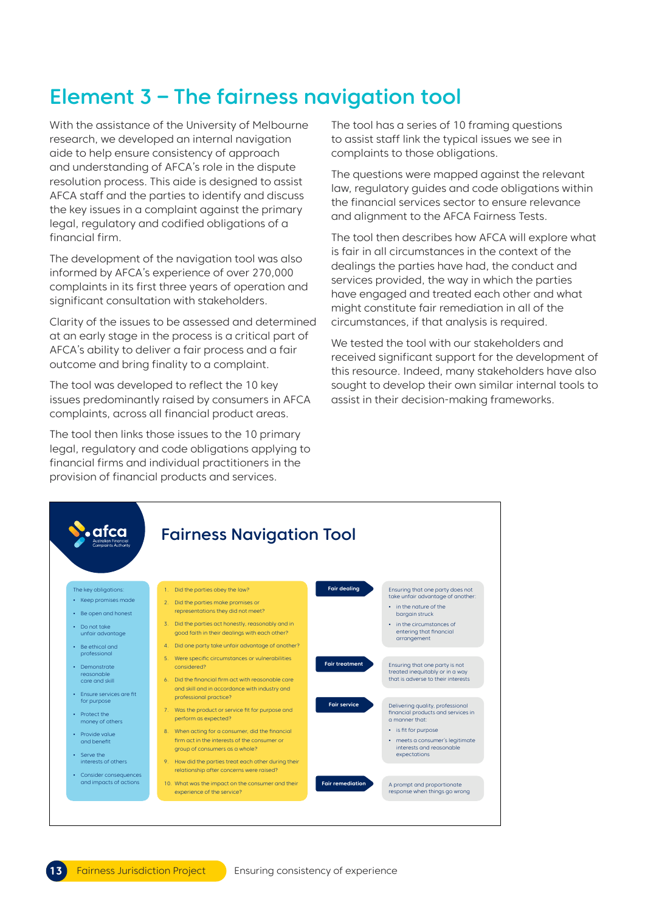# Element 3 – The fairness navigation tool

With the assistance of the University of Melbourne research, we developed an internal navigation aide to help ensure consistency of approach and understanding of AFCA's role in the dispute resolution process. This aide is designed to assist AFCA staff and the parties to identify and discuss the key issues in a complaint against the primary legal, regulatory and codified obligations of a financial firm.

The development of the navigation tool was also informed by AFCA's experience of over 270,000 complaints in its first three years of operation and significant consultation with stakeholders.

Clarity of the issues to be assessed and determined at an early stage in the process is a critical part of AFCA's ability to deliver a fair process and a fair outcome and bring finality to a complaint.

The tool was developed to reflect the 10 key issues predominantly raised by consumers in AFCA complaints, across all financial product areas.

The tool then links those issues to the 10 primary legal, regulatory and code obligations applying to financial firms and individual practitioners in the provision of financial products and services.

The tool has a series of 10 framing questions to assist staff link the typical issues we see in complaints to those obligations.

The questions were mapped against the relevant law, regulatory guides and code obligations within the financial services sector to ensure relevance and alignment to the AFCA Fairness Tests.

The tool then describes how AFCA will explore what is fair in all circumstances in the context of the dealings the parties have had, the conduct and services provided, the way in which the parties have engaged and treated each other and what might constitute fair remediation in all of the circumstances, if that analysis is required.

We tested the tool with our stakeholders and received significant support for the development of this resource. Indeed, many stakeholders have also sought to develop their own similar internal tools to assist in their decision-making frameworks.

## Fairness Navigation Tool

afca – Australian Financial Complaints Authority

**The key obligations:**

- Keep promises made
- Be open and honest
- Do not take unfair advantage
- Be ethical and professional
- Demonstrate reasonable care and skill
- Ensure services are fit for purpose
- Protect the money of others
- Provide value and benefit
- Serve the interests of others
- Consider consequences and impacts of actions

1. Did the parties obey the law?
2. Did the parties make promises or representations they did not meet?
3. Did the parties act honestly, reasonably and in good faith in their dealings with each other?
4. Did one party take unfair advantage of another?
5. Were specific circumstances or vulnerabilities considered?
6. Did the financial firm act with reasonable care and skill and in accordance with industry and professional practice?
7. Was the product or service fit for purpose and perform as expected?
8. When acting for a consumer, did the financial firm act in the interests of the consumer or group of consumers as a whole?
9. How did the parties treat each other during their relationship after concerns were raised?
10. What was the impact on the consumer and their experience of the service?

**Fair dealing** – Ensuring that one party does not take unfair advantage of another:

- in the nature of the bargain struck
- in the circumstances of entering that financial arrangement

**Fair treatment** – Ensuring that one party is not treated inequitably or in a way that is adverse to their interests

**Fair service** – Delivering quality, professional financial products and services in a manner that:

- is fit for purpose
- meets a consumer's legitimate interests and reasonable expectations

**Fair remediation** – A prompt and proportionate response when things go wrong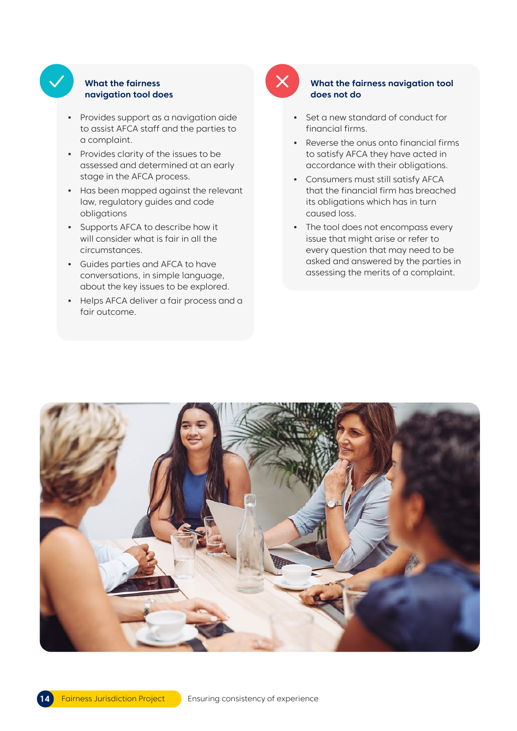### What the fairness navigation tool does

- Provides support as a navigation aide to assist AFCA staff and the parties to a complaint.
- Provides clarity of the issues to be assessed and determined at an early stage in the AFCA process.
- Has been mapped against the relevant law, regulatory guides and code obligations
- Supports AFCA to describe how it will consider what is fair in all the circumstances.
- Guides parties and AFCA to have conversations, in simple language, about the key issues to be explored.
- Helps AFCA deliver a fair process and a fair outcome.

### What the fairness navigation tool does not do

- Set a new standard of conduct for financial firms.
- Reverse the onus onto financial firms to satisfy AFCA they have acted in accordance with their obligations.
- Consumers must still satisfy AFCA that the financial firm has breached its obligations which has in turn caused loss.
- The tool does not encompass every issue that might arise or refer to every question that may need to be asked and answered by the parties in assessing the merits of a complaint.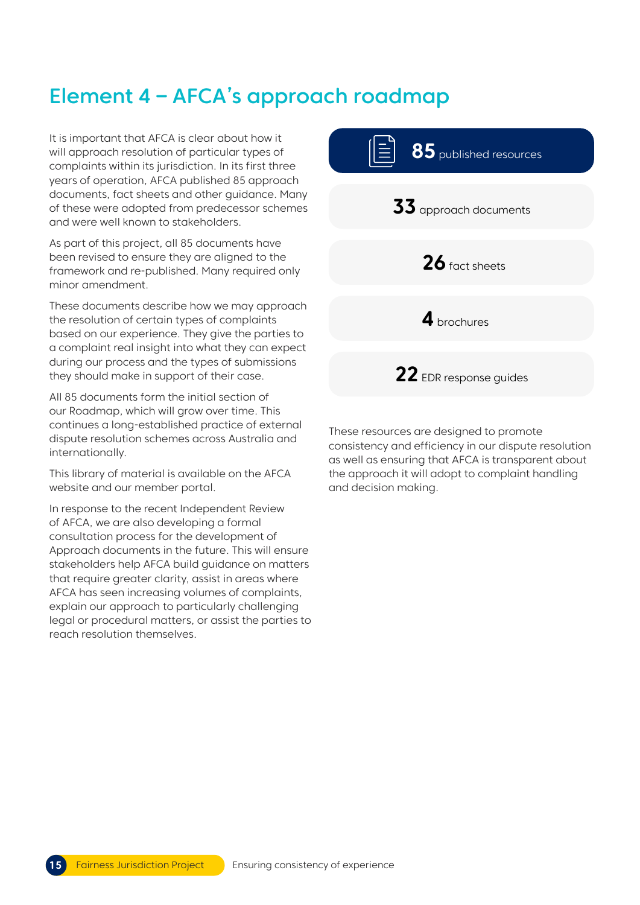# Element 4 – AFCA's approach roadmap

It is important that AFCA is clear about how it will approach resolution of particular types of complaints within its jurisdiction. In its first three years of operation, AFCA published 85 approach documents, fact sheets and other guidance. Many of these were adopted from predecessor schemes and were well known to stakeholders.

As part of this project, all 85 documents have been revised to ensure they are aligned to the framework and re-published. Many required only minor amendment.

These documents describe how we may approach the resolution of certain types of complaints based on our experience. They give the parties to a complaint real insight into what they can expect during our process and the types of submissions they should make in support of their case.

All 85 documents form the initial section of our Roadmap, which will grow over time. This continues a long-established practice of external dispute resolution schemes across Australia and internationally.

This library of material is available on the AFCA website and our member portal.

In response to the recent Independent Review of AFCA, we are also developing a formal consultation process for the development of Approach documents in the future. This will ensure stakeholders help AFCA build guidance on matters that require greater clarity, assist in areas where AFCA has seen increasing volumes of complaints, explain our approach to particularly challenging legal or procedural matters, or assist the parties to reach resolution themselves.

**85** published resources

**33** approach documents

**26** fact sheets

**4** brochures

**22** EDR response guides

These resources are designed to promote consistency and efficiency in our dispute resolution as well as ensuring that AFCA is transparent about the approach it will adopt to complaint handling and decision making.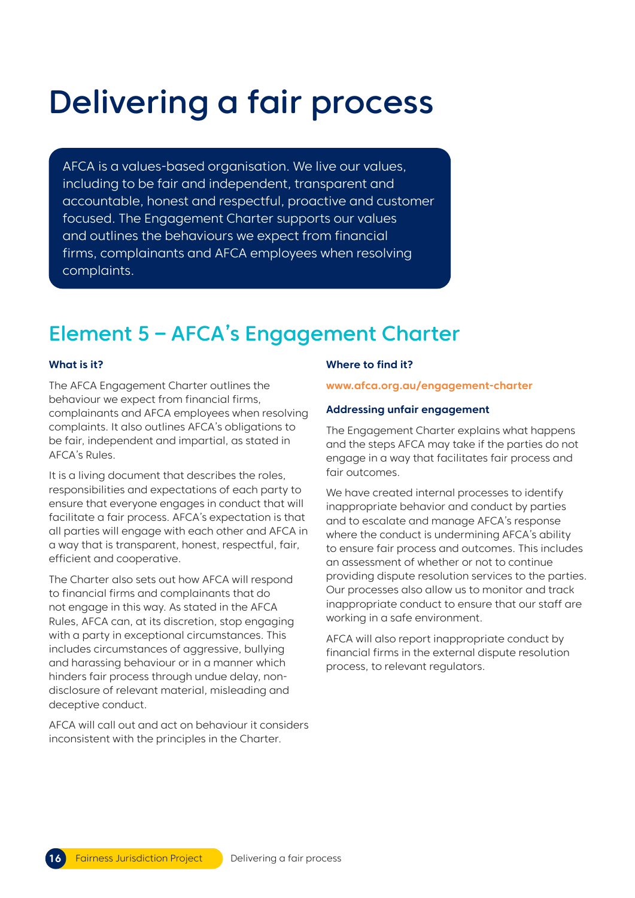# Delivering a fair process

AFCA is a values-based organisation. We live our values, including to be fair and independent, transparent and accountable, honest and respectful, proactive and customer focused. The Engagement Charter supports our values and outlines the behaviours we expect from financial firms, complainants and AFCA employees when resolving complaints.

## Element 5 – AFCA's Engagement Charter

**What is it?**

The AFCA Engagement Charter outlines the behaviour we expect from financial firms, complainants and AFCA employees when resolving complaints. It also outlines AFCA's obligations to be fair, independent and impartial, as stated in AFCA's Rules.

It is a living document that describes the roles, responsibilities and expectations of each party to ensure that everyone engages in conduct that will facilitate a fair process. AFCA's expectation is that all parties will engage with each other and AFCA in a way that is transparent, honest, respectful, fair, efficient and cooperative.

The Charter also sets out how AFCA will respond to financial firms and complainants that do not engage in this way. As stated in the AFCA Rules, AFCA can, at its discretion, stop engaging with a party in exceptional circumstances. This includes circumstances of aggressive, bullying and harassing behaviour or in a manner which hinders fair process through undue delay, non-disclosure of relevant material, misleading and deceptive conduct.

AFCA will call out and act on behaviour it considers inconsistent with the principles in the Charter.

**Where to find it?**

**www.afca.org.au/engagement-charter**

**Addressing unfair engagement**

The Engagement Charter explains what happens and the steps AFCA may take if the parties do not engage in a way that facilitates fair process and fair outcomes.

We have created internal processes to identify inappropriate behavior and conduct by parties and to escalate and manage AFCA's response where the conduct is undermining AFCA's ability to ensure fair process and outcomes. This includes an assessment of whether or not to continue providing dispute resolution services to the parties. Our processes also allow us to monitor and track inappropriate conduct to ensure that our staff are working in a safe environment.

AFCA will also report inappropriate conduct by financial firms in the external dispute resolution process, to relevant regulators.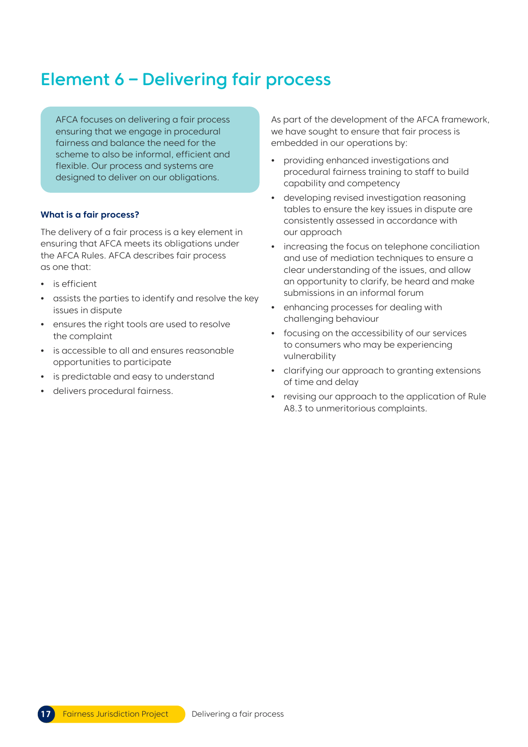# Element 6 – Delivering fair process

AFCA focuses on delivering a fair process ensuring that we engage in procedural fairness and balance the need for the scheme to also be informal, efficient and flexible. Our process and systems are designed to deliver on our obligations.

### What is a fair process?

The delivery of a fair process is a key element in ensuring that AFCA meets its obligations under the AFCA Rules. AFCA describes fair process as one that:

- is efficient
- assists the parties to identify and resolve the key issues in dispute
- ensures the right tools are used to resolve the complaint
- is accessible to all and ensures reasonable opportunities to participate
- is predictable and easy to understand
- delivers procedural fairness.

As part of the development of the AFCA framework, we have sought to ensure that fair process is embedded in our operations by:

- providing enhanced investigations and procedural fairness training to staff to build capability and competency
- developing revised investigation reasoning tables to ensure the key issues in dispute are consistently assessed in accordance with our approach
- increasing the focus on telephone conciliation and use of mediation techniques to ensure a clear understanding of the issues, and allow an opportunity to clarify, be heard and make submissions in an informal forum
- enhancing processes for dealing with challenging behaviour
- focusing on the accessibility of our services to consumers who may be experiencing vulnerability
- clarifying our approach to granting extensions of time and delay
- revising our approach to the application of Rule A8.3 to unmeritorious complaints.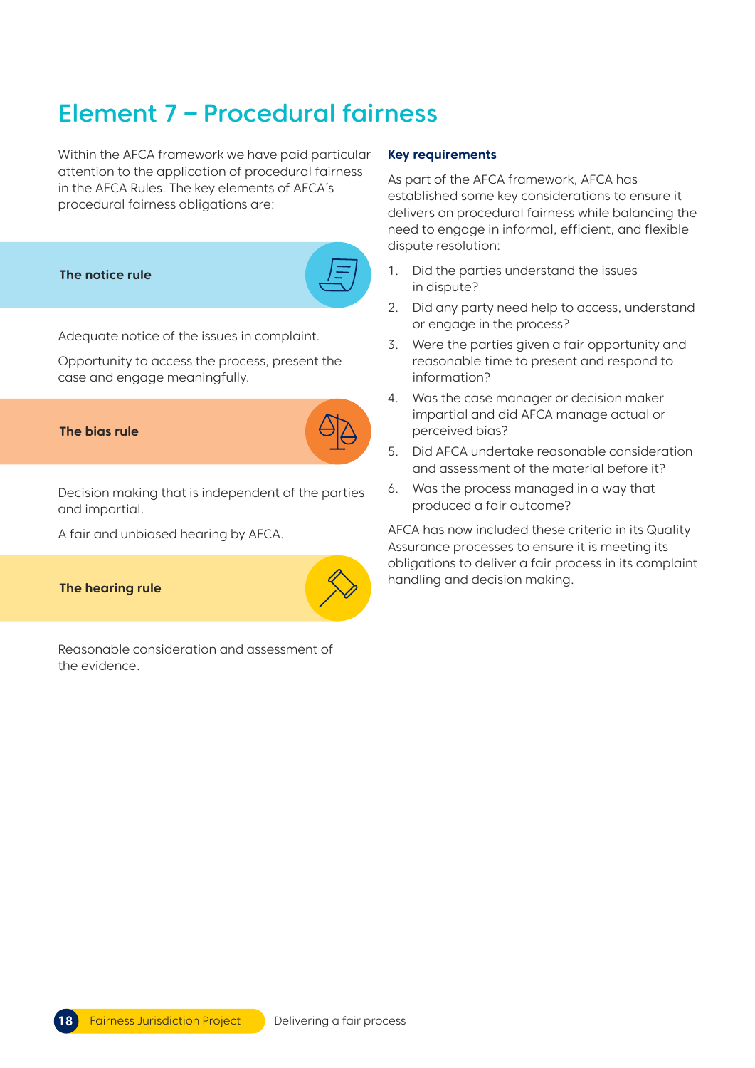# Element 7 – Procedural fairness

Within the AFCA framework we have paid particular attention to the application of procedural fairness in the AFCA Rules. The key elements of AFCA's procedural fairness obligations are:

**The notice rule**

Adequate notice of the issues in complaint.

Opportunity to access the process, present the case and engage meaningfully.

**The bias rule**

Decision making that is independent of the parties and impartial.

A fair and unbiased hearing by AFCA.

**The hearing rule**

Reasonable consideration and assessment of the evidence.

**Key requirements**

As part of the AFCA framework, AFCA has established some key considerations to ensure it delivers on procedural fairness while balancing the need to engage in informal, efficient, and flexible dispute resolution:

1. Did the parties understand the issues in dispute?
2. Did any party need help to access, understand or engage in the process?
3. Were the parties given a fair opportunity and reasonable time to present and respond to information?
4. Was the case manager or decision maker impartial and did AFCA manage actual or perceived bias?
5. Did AFCA undertake reasonable consideration and assessment of the material before it?
6. Was the process managed in a way that produced a fair outcome?

AFCA has now included these criteria in its Quality Assurance processes to ensure it is meeting its obligations to deliver a fair process in its complaint handling and decision making.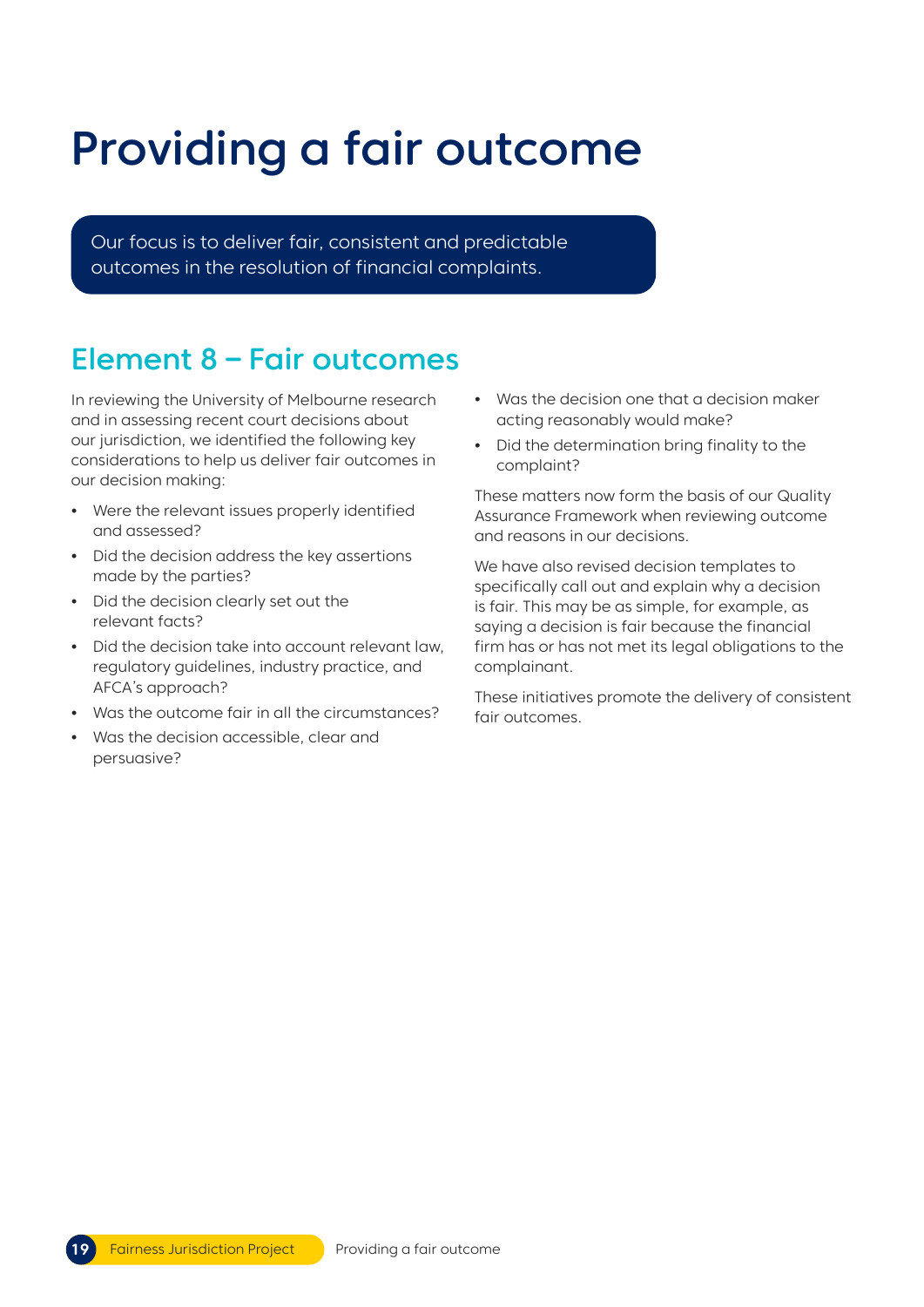# Providing a fair outcome

Our focus is to deliver fair, consistent and predictable outcomes in the resolution of financial complaints.

## Element 8 – Fair outcomes

In reviewing the University of Melbourne research and in assessing recent court decisions about our jurisdiction, we identified the following key considerations to help us deliver fair outcomes in our decision making:

- Were the relevant issues properly identified and assessed?
- Did the decision address the key assertions made by the parties?
- Did the decision clearly set out the relevant facts?
- Did the decision take into account relevant law, regulatory guidelines, industry practice, and AFCA's approach?
- Was the outcome fair in all the circumstances?
- Was the decision accessible, clear and persuasive?
- Was the decision one that a decision maker acting reasonably would make?
- Did the determination bring finality to the complaint?

These matters now form the basis of our Quality Assurance Framework when reviewing outcome and reasons in our decisions.

We have also revised decision templates to specifically call out and explain why a decision is fair. This may be as simple, for example, as saying a decision is fair because the financial firm has or has not met its legal obligations to the complainant.

These initiatives promote the delivery of consistent fair outcomes.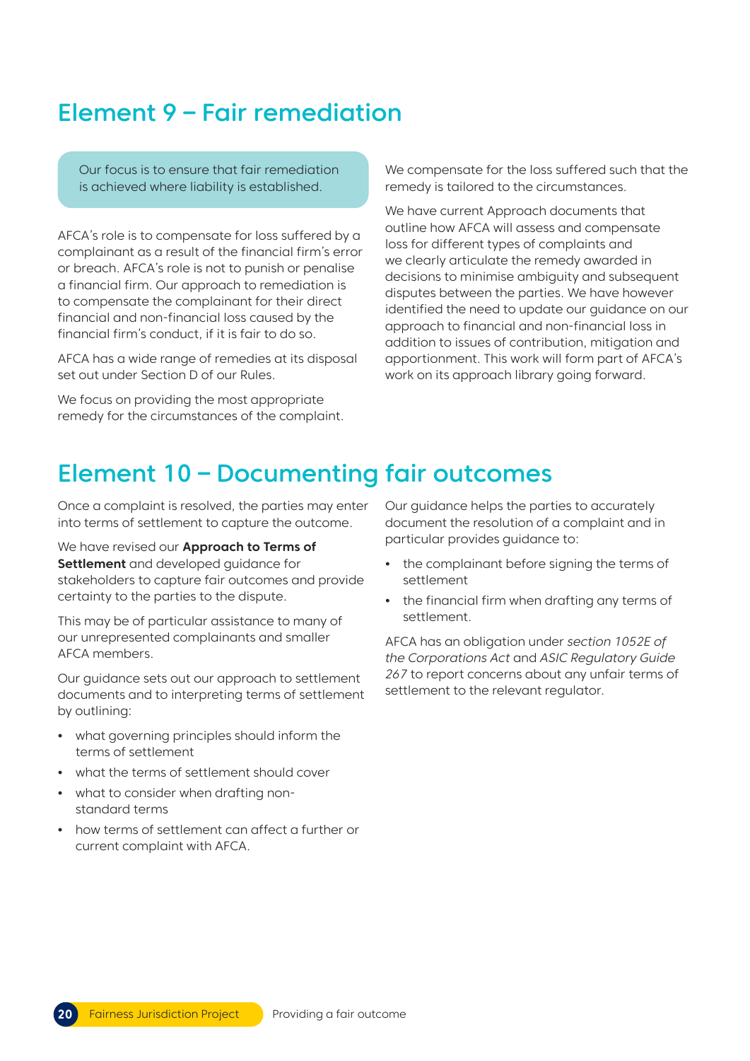## Element 9 – Fair remediation

Our focus is to ensure that fair remediation is achieved where liability is established.

AFCA's role is to compensate for loss suffered by a complainant as a result of the financial firm's error or breach. AFCA's role is not to punish or penalise a financial firm. Our approach to remediation is to compensate the complainant for their direct financial and non-financial loss caused by the financial firm's conduct, if it is fair to do so.

AFCA has a wide range of remedies at its disposal set out under Section D of our Rules.

We focus on providing the most appropriate remedy for the circumstances of the complaint.

We compensate for the loss suffered such that the remedy is tailored to the circumstances.

We have current Approach documents that outline how AFCA will assess and compensate loss for different types of complaints and we clearly articulate the remedy awarded in decisions to minimise ambiguity and subsequent disputes between the parties. We have however identified the need to update our guidance on our approach to financial and non-financial loss in addition to issues of contribution, mitigation and apportionment. This work will form part of AFCA's work on its approach library going forward.

## Element 10 – Documenting fair outcomes

Once a complaint is resolved, the parties may enter into terms of settlement to capture the outcome.

We have revised our **Approach to Terms of Settlement** and developed guidance for stakeholders to capture fair outcomes and provide certainty to the parties to the dispute.

This may be of particular assistance to many of our unrepresented complainants and smaller AFCA members.

Our guidance sets out our approach to settlement documents and to interpreting terms of settlement by outlining:

- what governing principles should inform the terms of settlement
- what the terms of settlement should cover
- what to consider when drafting non-standard terms
- how terms of settlement can affect a further or current complaint with AFCA.

Our guidance helps the parties to accurately document the resolution of a complaint and in particular provides guidance to:

- the complainant before signing the terms of settlement
- the financial firm when drafting any terms of settlement.

AFCA has an obligation under *section 1052E of the Corporations Act* and *ASIC Regulatory Guide 267* to report concerns about any unfair terms of settlement to the relevant regulator.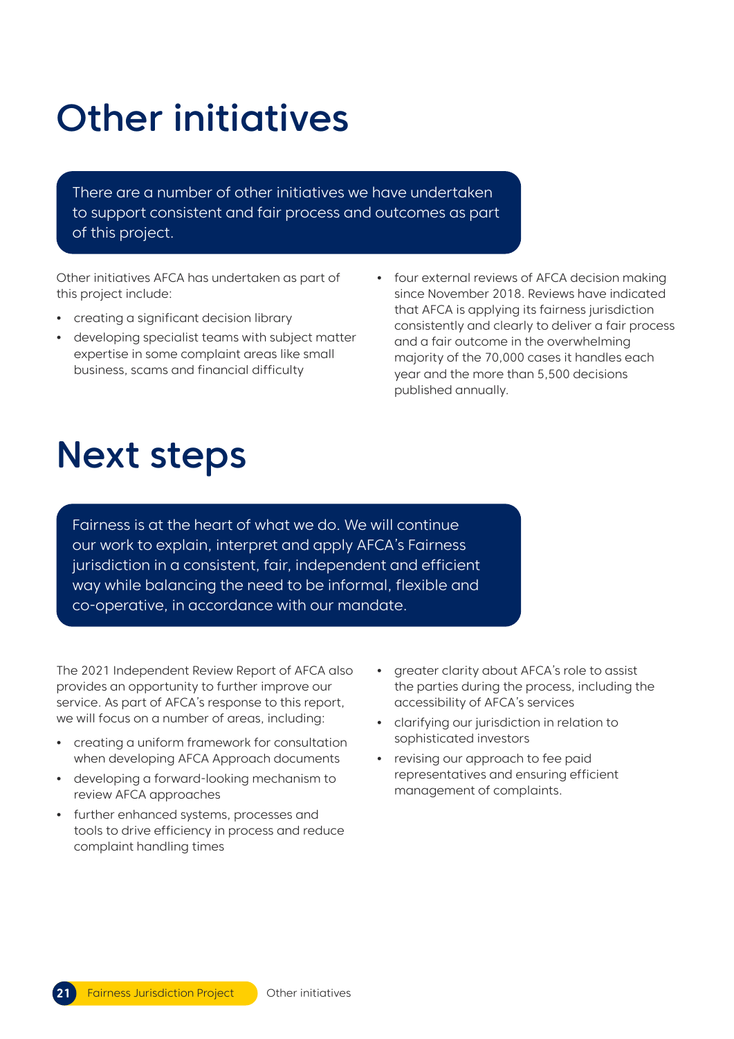# Other initiatives

There are a number of other initiatives we have undertaken to support consistent and fair process and outcomes as part of this project.

Other initiatives AFCA has undertaken as part of this project include:

- creating a significant decision library
- developing specialist teams with subject matter expertise in some complaint areas like small business, scams and financial difficulty
- four external reviews of AFCA decision making since November 2018. Reviews have indicated that AFCA is applying its fairness jurisdiction consistently and clearly to deliver a fair process and a fair outcome in the overwhelming majority of the 70,000 cases it handles each year and the more than 5,500 decisions published annually.

# Next steps

Fairness is at the heart of what we do. We will continue our work to explain, interpret and apply AFCA's Fairness jurisdiction in a consistent, fair, independent and efficient way while balancing the need to be informal, flexible and co-operative, in accordance with our mandate.

The 2021 Independent Review Report of AFCA also provides an opportunity to further improve our service. As part of AFCA's response to this report, we will focus on a number of areas, including:

- creating a uniform framework for consultation when developing AFCA Approach documents
- developing a forward-looking mechanism to review AFCA approaches
- further enhanced systems, processes and tools to drive efficiency in process and reduce complaint handling times
- greater clarity about AFCA's role to assist the parties during the process, including the accessibility of AFCA's services
- clarifying our jurisdiction in relation to sophisticated investors
- revising our approach to fee paid representatives and ensuring efficient management of complaints.